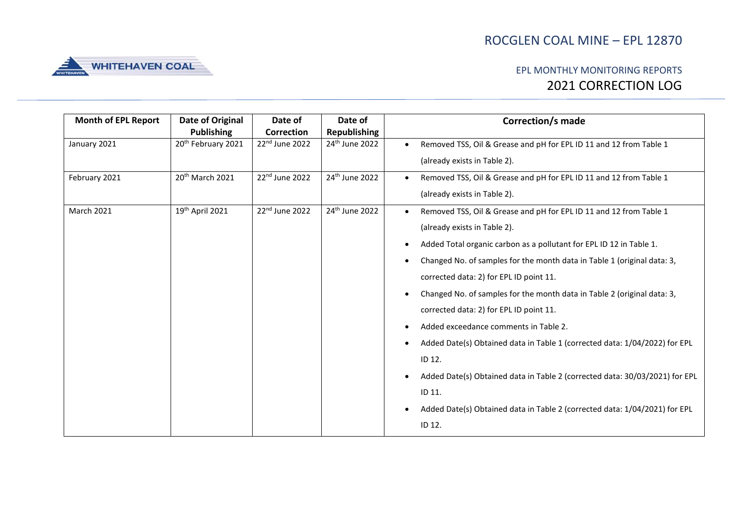# ROCGLEN COAL MINE – EPL 12870

WHITEHAVEN COAL

## EPL MONTHLY MONITORING REPORTS
## 2021 CORRECTION LOG

| Month of EPL Report | Date of Original Publishing | Date of Correction | Date of Republishing | Correction/s made |
|---|---|---|---|---|
| January 2021 | 20th February 2021 | 22nd June 2022 | 24th June 2022 | • Removed TSS, Oil & Grease and pH for EPL ID 11 and 12 from Table 1 (already exists in Table 2). |
| February 2021 | 20th March 2021 | 22nd June 2022 | 24th June 2022 | • Removed TSS, Oil & Grease and pH for EPL ID 11 and 12 from Table 1 (already exists in Table 2). |
| March 2021 | 19th April 2021 | 22nd June 2022 | 24th June 2022 | • Removed TSS, Oil & Grease and pH for EPL ID 11 and 12 from Table 1 (already exists in Table 2).<br>• Added Total organic carbon as a pollutant for EPL ID 12 in Table 1.<br>• Changed No. of samples for the month data in Table 1 (original data: 3, corrected data: 2) for EPL ID point 11.<br>• Changed No. of samples for the month data in Table 2 (original data: 3, corrected data: 2) for EPL ID point 11.<br>• Added exceedance comments in Table 2.<br>• Added Date(s) Obtained data in Table 1 (corrected data: 1/04/2022) for EPL ID 12.<br>• Added Date(s) Obtained data in Table 2 (corrected data: 30/03/2021) for EPL ID 11.<br>• Added Date(s) Obtained data in Table 2 (corrected data: 1/04/2021) for EPL ID 12. |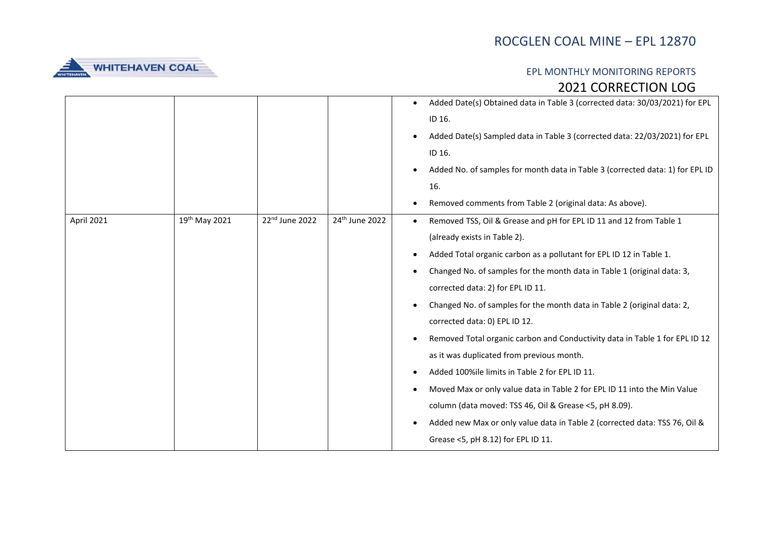| | | | | |
|---|---|---|---|---|
| | | | | • Added Date(s) Obtained data in Table 3 (corrected data: 30/03/2021) for EPL ID 16.<br>• Added Date(s) Sampled data in Table 3 (corrected data: 22/03/2021) for EPL ID 16.<br>• Added No. of samples for month data in Table 3 (corrected data: 1) for EPL ID 16.<br>• Removed comments from Table 2 (original data: As above). |
| April 2021 | 19th May 2021 | 22nd June 2022 | 24th June 2022 | • Removed TSS, Oil & Grease and pH for EPL ID 11 and 12 from Table 1 (already exists in Table 2).<br>• Added Total organic carbon as a pollutant for EPL ID 12 in Table 1.<br>• Changed No. of samples for the month data in Table 1 (original data: 3, corrected data: 2) for EPL ID 11.<br>• Changed No. of samples for the month data in Table 2 (original data: 2, corrected data: 0) EPL ID 12.<br>• Removed Total organic carbon and Conductivity data in Table 1 for EPL ID 12 as it was duplicated from previous month.<br>• Added 100%ile limits in Table 2 for EPL ID 11.<br>• Moved Max or only value data in Table 2 for EPL ID 11 into the Min Value column (data moved: TSS 46, Oil & Grease <5, pH 8.09).<br>• Added new Max or only value data in Table 2 (corrected data: TSS 76, Oil & Grease <5, pH 8.12) for EPL ID 11. |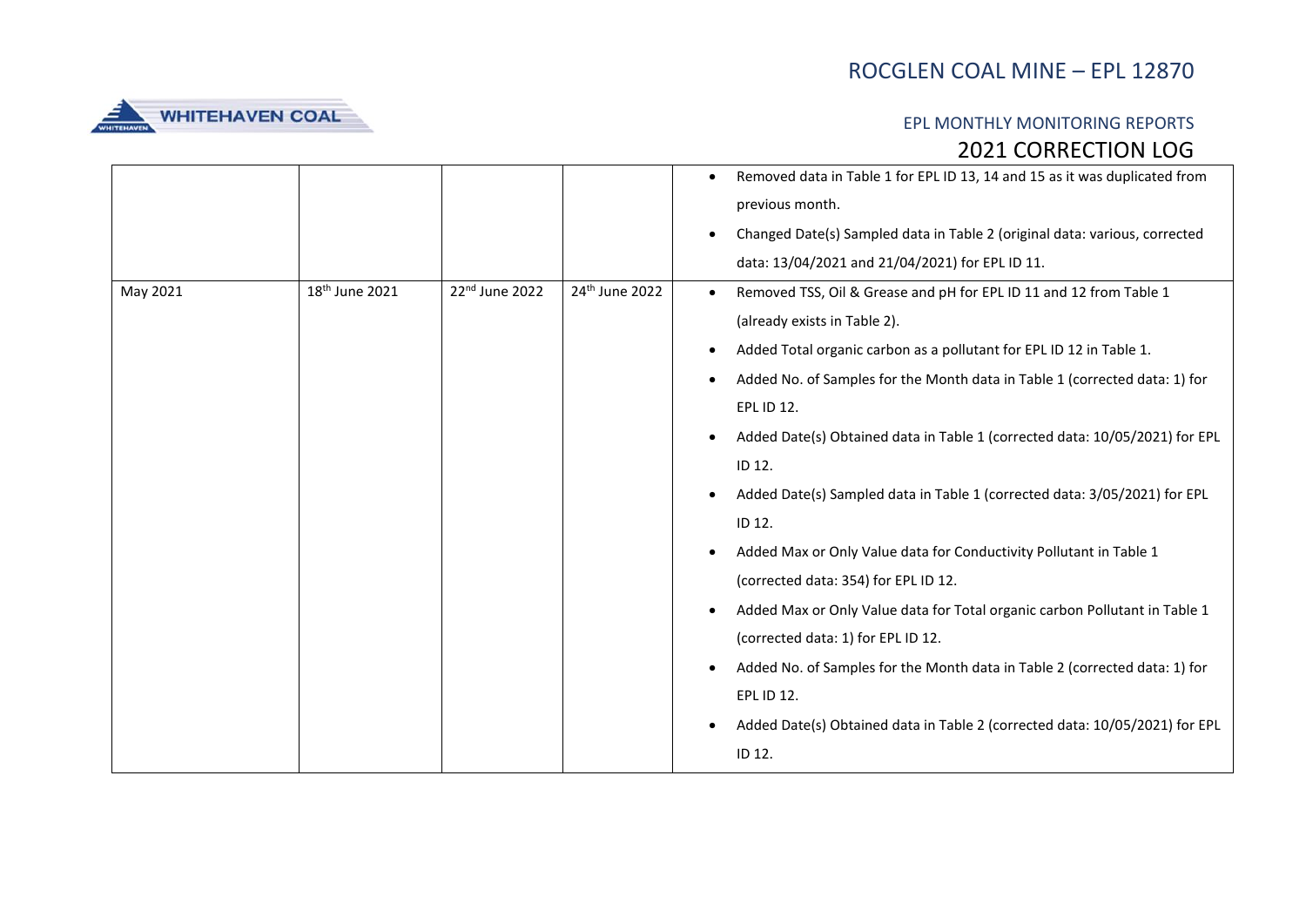| | | | | |
|---|---|---|---|---|
| | | | | • Removed data in Table 1 for EPL ID 13, 14 and 15 as it was duplicated from previous month.<br>• Changed Date(s) Sampled data in Table 2 (original data: various, corrected data: 13/04/2021 and 21/04/2021) for EPL ID 11. |
| May 2021 | 18th June 2021 | 22nd June 2022 | 24th June 2022 | • Removed TSS, Oil & Grease and pH for EPL ID 11 and 12 from Table 1 (already exists in Table 2).<br>• Added Total organic carbon as a pollutant for EPL ID 12 in Table 1.<br>• Added No. of Samples for the Month data in Table 1 (corrected data: 1) for EPL ID 12.<br>• Added Date(s) Obtained data in Table 1 (corrected data: 10/05/2021) for EPL ID 12.<br>• Added Date(s) Sampled data in Table 1 (corrected data: 3/05/2021) for EPL ID 12.<br>• Added Max or Only Value data for Conductivity Pollutant in Table 1 (corrected data: 354) for EPL ID 12.<br>• Added Max or Only Value data for Total organic carbon Pollutant in Table 1 (corrected data: 1) for EPL ID 12.<br>• Added No. of Samples for the Month data in Table 2 (corrected data: 1) for EPL ID 12.<br>• Added Date(s) Obtained data in Table 2 (corrected data: 10/05/2021) for EPL ID 12. |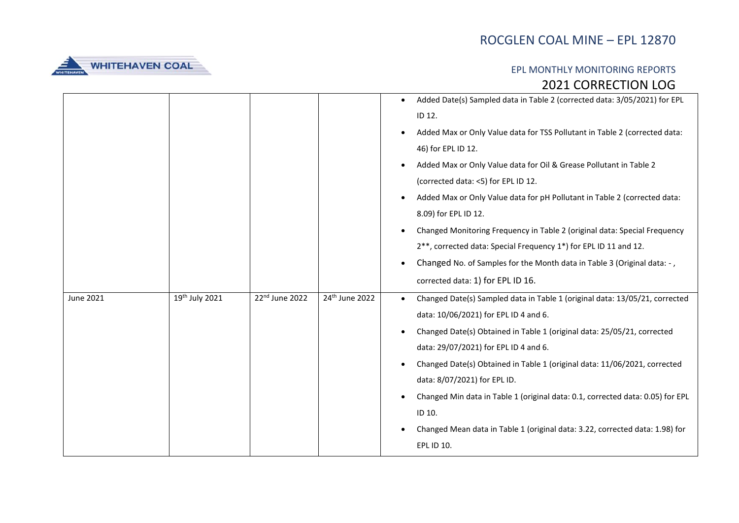| | | | | |
|---|---|---|---|---|
| | | | | • Added Date(s) Sampled data in Table 2 (corrected data: 3/05/2021) for EPL ID 12.<br>• Added Max or Only Value data for TSS Pollutant in Table 2 (corrected data: 46) for EPL ID 12.<br>• Added Max or Only Value data for Oil & Grease Pollutant in Table 2 (corrected data: <5) for EPL ID 12.<br>• Added Max or Only Value data for pH Pollutant in Table 2 (corrected data: 8.09) for EPL ID 12.<br>• Changed Monitoring Frequency in Table 2 (original data: Special Frequency 2**, corrected data: Special Frequency 1*) for EPL ID 11 and 12.<br>• Changed No. of Samples for the Month data in Table 3 (Original data: - , corrected data: 1) for EPL ID 16. |
| June 2021 | 19th July 2021 | 22nd June 2022 | 24th June 2022 | • Changed Date(s) Sampled data in Table 1 (original data: 13/05/21, corrected data: 10/06/2021) for EPL ID 4 and 6.<br>• Changed Date(s) Obtained in Table 1 (original data: 25/05/21, corrected data: 29/07/2021) for EPL ID 4 and 6.<br>• Changed Date(s) Obtained in Table 1 (original data: 11/06/2021, corrected data: 8/07/2021) for EPL ID.<br>• Changed Min data in Table 1 (original data: 0.1, corrected data: 0.05) for EPL ID 10.<br>• Changed Mean data in Table 1 (original data: 3.22, corrected data: 1.98) for EPL ID 10. |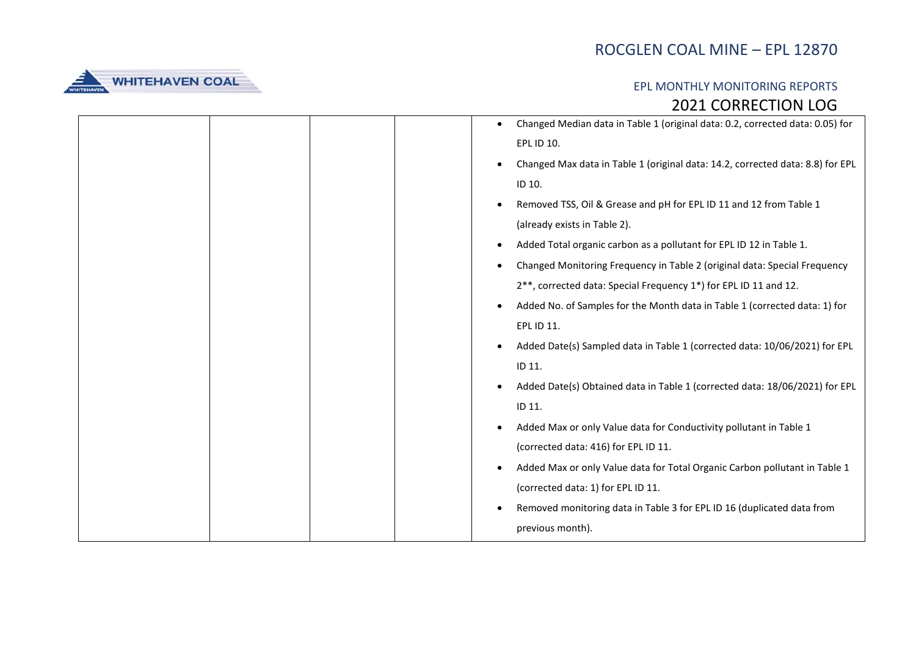| | | | | • Changed Median data in Table 1 (original data: 0.2, corrected data: 0.05) for EPL ID 10.<br>• Changed Max data in Table 1 (original data: 14.2, corrected data: 8.8) for EPL ID 10.<br>• Removed TSS, Oil & Grease and pH for EPL ID 11 and 12 from Table 1 (already exists in Table 2).<br>• Added Total organic carbon as a pollutant for EPL ID 12 in Table 1.<br>• Changed Monitoring Frequency in Table 2 (original data: Special Frequency 2**, corrected data: Special Frequency 1*) for EPL ID 11 and 12.<br>• Added No. of Samples for the Month data in Table 1 (corrected data: 1) for EPL ID 11.<br>• Added Date(s) Sampled data in Table 1 (corrected data: 10/06/2021) for EPL ID 11.<br>• Added Date(s) Obtained data in Table 1 (corrected data: 18/06/2021) for EPL ID 11.<br>• Added Max or only Value data for Conductivity pollutant in Table 1 (corrected data: 416) for EPL ID 11.<br>• Added Max or only Value data for Total Organic Carbon pollutant in Table 1 (corrected data: 1) for EPL ID 11.<br>• Removed monitoring data in Table 3 for EPL ID 16 (duplicated data from previous month). |
|---|---|---|---|---|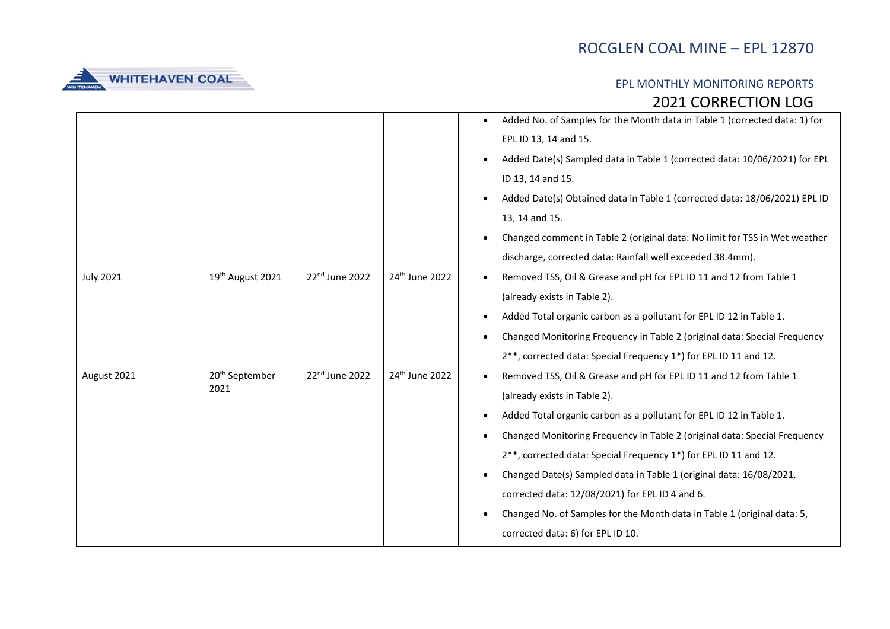| | | | | |
|---|---|---|---|---|
| | | | | • Added No. of Samples for the Month data in Table 1 (corrected data: 1) for EPL ID 13, 14 and 15.<br>• Added Date(s) Sampled data in Table 1 (corrected data: 10/06/2021) for EPL ID 13, 14 and 15.<br>• Added Date(s) Obtained data in Table 1 (corrected data: 18/06/2021) EPL ID 13, 14 and 15.<br>• Changed comment in Table 2 (original data: No limit for TSS in Wet weather discharge, corrected data: Rainfall well exceeded 38.4mm). |
| July 2021 | 19th August 2021 | 22nd June 2022 | 24th June 2022 | • Removed TSS, Oil & Grease and pH for EPL ID 11 and 12 from Table 1 (already exists in Table 2).<br>• Added Total organic carbon as a pollutant for EPL ID 12 in Table 1.<br>• Changed Monitoring Frequency in Table 2 (original data: Special Frequency 2**, corrected data: Special Frequency 1*) for EPL ID 11 and 12. |
| August 2021 | 20th September 2021 | 22nd June 2022 | 24th June 2022 | • Removed TSS, Oil & Grease and pH for EPL ID 11 and 12 from Table 1 (already exists in Table 2).<br>• Added Total organic carbon as a pollutant for EPL ID 12 in Table 1.<br>• Changed Monitoring Frequency in Table 2 (original data: Special Frequency 2**, corrected data: Special Frequency 1*) for EPL ID 11 and 12.<br>• Changed Date(s) Sampled data in Table 1 (original data: 16/08/2021, corrected data: 12/08/2021) for EPL ID 4 and 6.<br>• Changed No. of Samples for the Month data in Table 1 (original data: 5, corrected data: 6) for EPL ID 10. |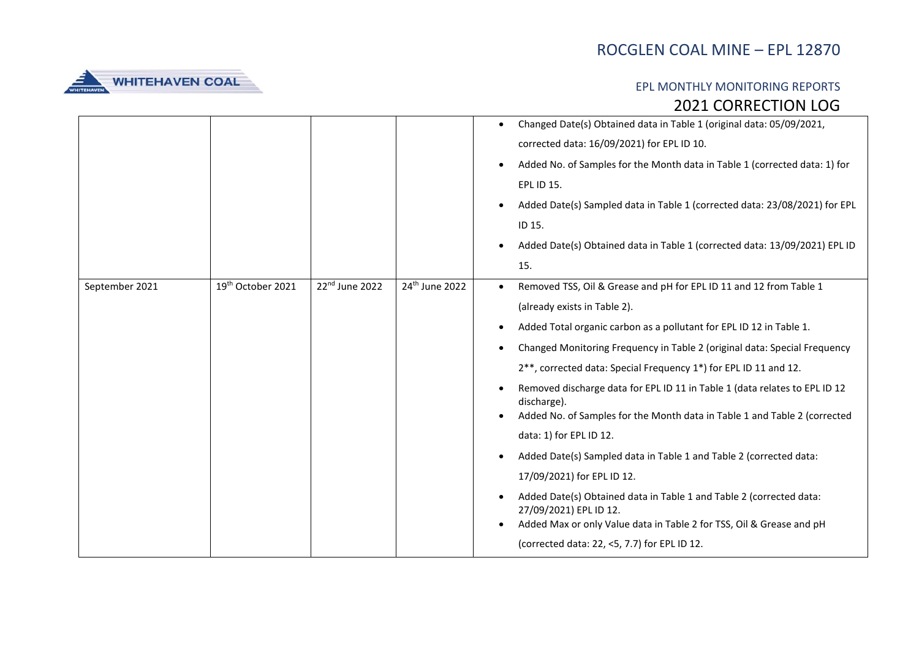| | | | | |
|---|---|---|---|---|
| | | | | • Changed Date(s) Obtained data in Table 1 (original data: 05/09/2021, corrected data: 16/09/2021) for EPL ID 10.<br>• Added No. of Samples for the Month data in Table 1 (corrected data: 1) for EPL ID 15.<br>• Added Date(s) Sampled data in Table 1 (corrected data: 23/08/2021) for EPL ID 15.<br>• Added Date(s) Obtained data in Table 1 (corrected data: 13/09/2021) EPL ID 15. |
| September 2021 | 19th October 2021 | 22nd June 2022 | 24th June 2022 | • Removed TSS, Oil & Grease and pH for EPL ID 11 and 12 from Table 1 (already exists in Table 2).<br>• Added Total organic carbon as a pollutant for EPL ID 12 in Table 1.<br>• Changed Monitoring Frequency in Table 2 (original data: Special Frequency 2**, corrected data: Special Frequency 1*) for EPL ID 11 and 12.<br>• Removed discharge data for EPL ID 11 in Table 1 (data relates to EPL ID 12 discharge).<br>• Added No. of Samples for the Month data in Table 1 and Table 2 (corrected data: 1) for EPL ID 12.<br>• Added Date(s) Sampled data in Table 1 and Table 2 (corrected data: 17/09/2021) for EPL ID 12.<br>• Added Date(s) Obtained data in Table 1 and Table 2 (corrected data: 27/09/2021) EPL ID 12.<br>• Added Max or only Value data in Table 2 for TSS, Oil & Grease and pH (corrected data: 22, <5, 7.7) for EPL ID 12. |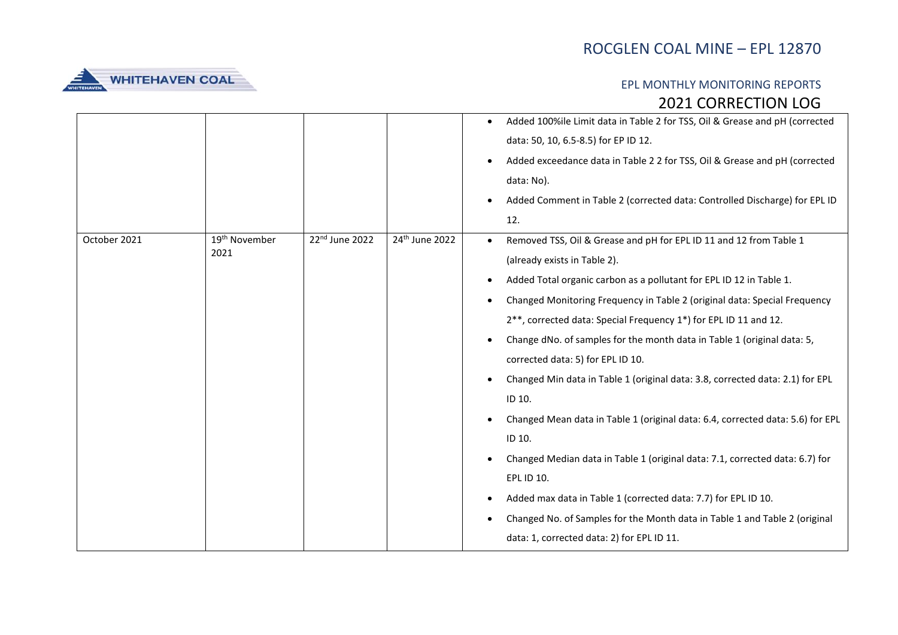| | | | | |
|---|---|---|---|---|
| | | | | • Added 100%ile Limit data in Table 2 for TSS, Oil & Grease and pH (corrected data: 50, 10, 6.5-8.5) for EP ID 12.<br>• Added exceedance data in Table 2 2 for TSS, Oil & Grease and pH (corrected data: No).<br>• Added Comment in Table 2 (corrected data: Controlled Discharge) for EPL ID 12. |
| October 2021 | 19th November 2021 | 22nd June 2022 | 24th June 2022 | • Removed TSS, Oil & Grease and pH for EPL ID 11 and 12 from Table 1 (already exists in Table 2).<br>• Added Total organic carbon as a pollutant for EPL ID 12 in Table 1.<br>• Changed Monitoring Frequency in Table 2 (original data: Special Frequency 2**, corrected data: Special Frequency 1*) for EPL ID 11 and 12.<br>• Change dNo. of samples for the month data in Table 1 (original data: 5, corrected data: 5) for EPL ID 10.<br>• Changed Min data in Table 1 (original data: 3.8, corrected data: 2.1) for EPL ID 10.<br>• Changed Mean data in Table 1 (original data: 6.4, corrected data: 5.6) for EPL ID 10.<br>• Changed Median data in Table 1 (original data: 7.1, corrected data: 6.7) for EPL ID 10.<br>• Added max data in Table 1 (corrected data: 7.7) for EPL ID 10.<br>• Changed No. of Samples for the Month data in Table 1 and Table 2 (original data: 1, corrected data: 2) for EPL ID 11. |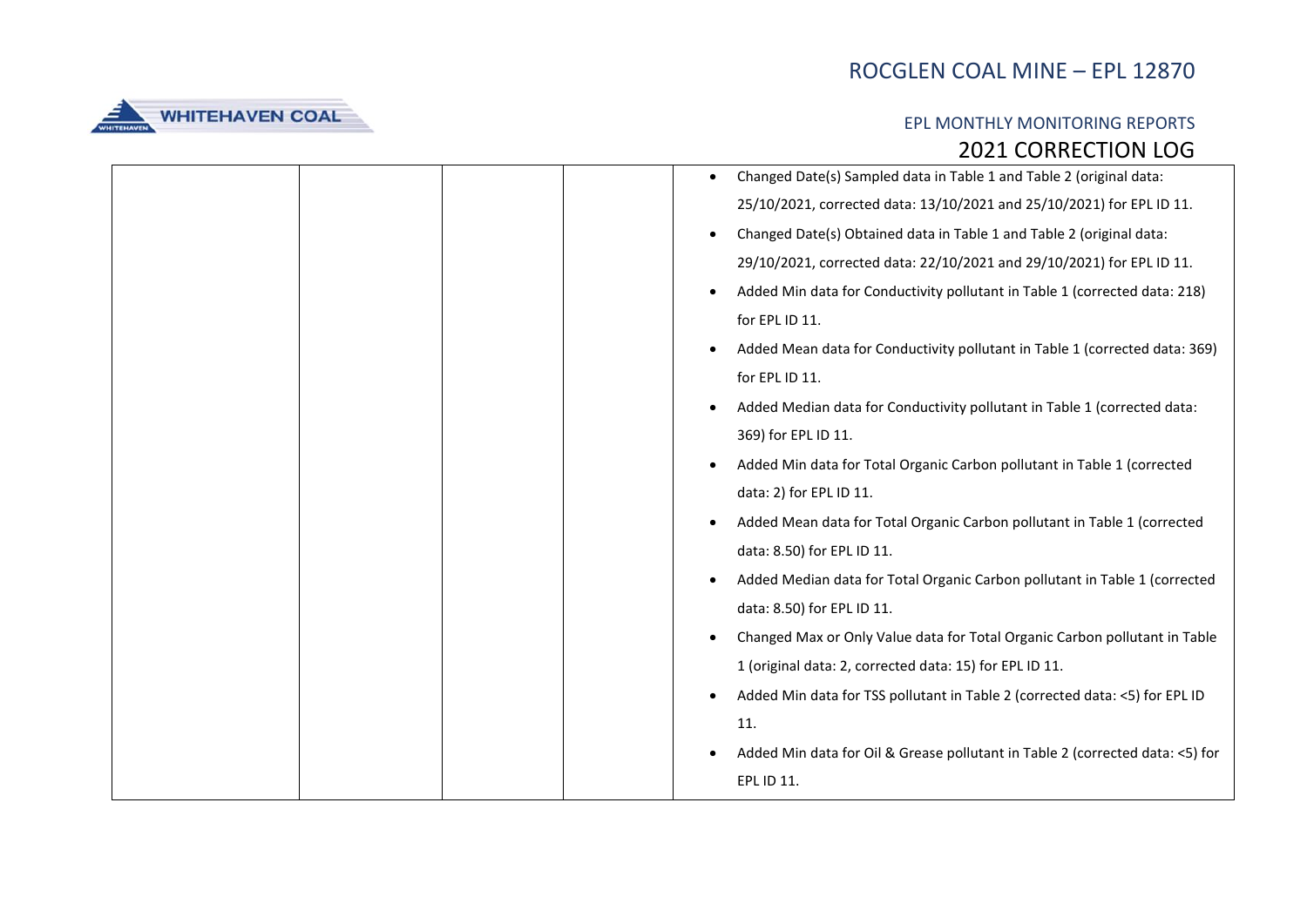| | | | | |
|---|---|---|---|---|
| | | | | • Changed Date(s) Sampled data in Table 1 and Table 2 (original data: 25/10/2021, corrected data: 13/10/2021 and 25/10/2021) for EPL ID 11.<br>• Changed Date(s) Obtained data in Table 1 and Table 2 (original data: 29/10/2021, corrected data: 22/10/2021 and 29/10/2021) for EPL ID 11.<br>• Added Min data for Conductivity pollutant in Table 1 (corrected data: 218) for EPL ID 11.<br>• Added Mean data for Conductivity pollutant in Table 1 (corrected data: 369) for EPL ID 11.<br>• Added Median data for Conductivity pollutant in Table 1 (corrected data: 369) for EPL ID 11.<br>• Added Min data for Total Organic Carbon pollutant in Table 1 (corrected data: 2) for EPL ID 11.<br>• Added Mean data for Total Organic Carbon pollutant in Table 1 (corrected data: 8.50) for EPL ID 11.<br>• Added Median data for Total Organic Carbon pollutant in Table 1 (corrected data: 8.50) for EPL ID 11.<br>• Changed Max or Only Value data for Total Organic Carbon pollutant in Table 1 (original data: 2, corrected data: 15) for EPL ID 11.<br>• Added Min data for TSS pollutant in Table 2 (corrected data: <5) for EPL ID 11.<br>• Added Min data for Oil & Grease pollutant in Table 2 (corrected data: <5) for EPL ID 11. |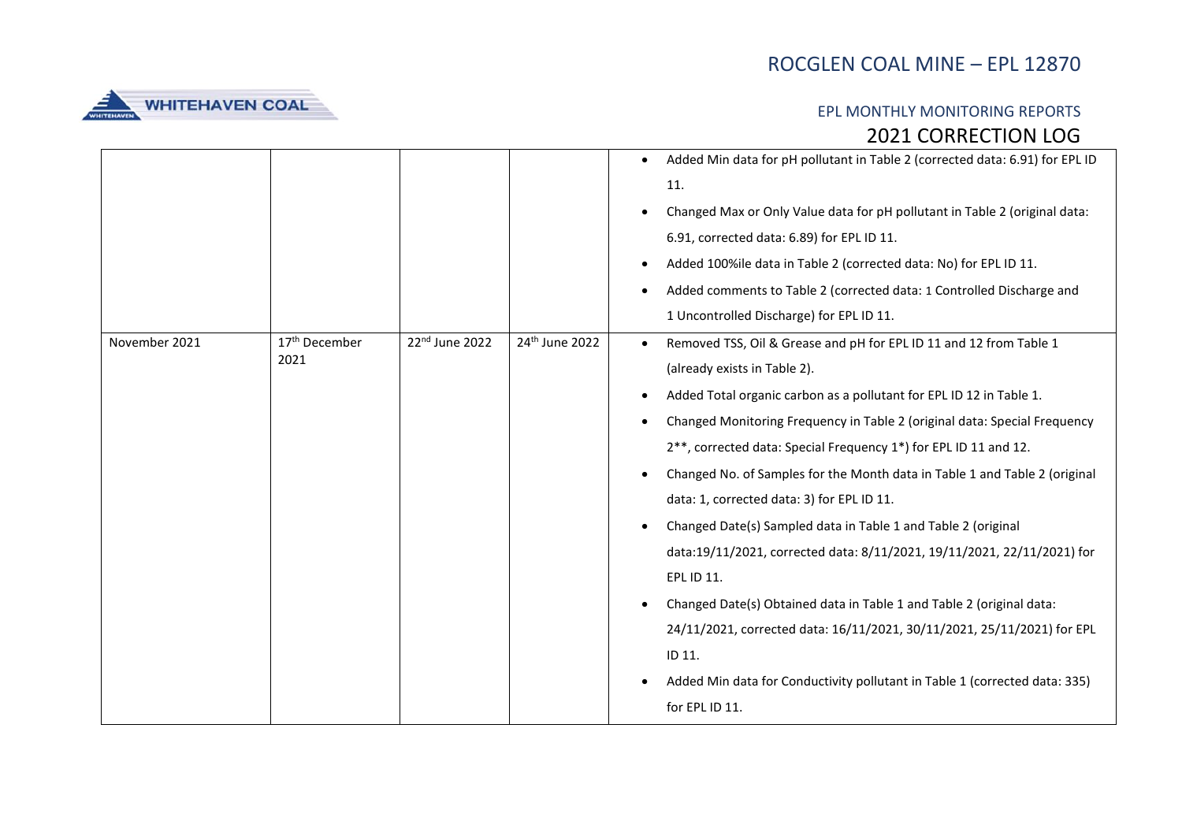| | | | | |
|---|---|---|---|---|
| | | | | • Added Min data for pH pollutant in Table 2 (corrected data: 6.91) for EPL ID 11.<br>• Changed Max or Only Value data for pH pollutant in Table 2 (original data: 6.91, corrected data: 6.89) for EPL ID 11.<br>• Added 100%ile data in Table 2 (corrected data: No) for EPL ID 11.<br>• Added comments to Table 2 (corrected data: 1 Controlled Discharge and 1 Uncontrolled Discharge) for EPL ID 11. |
| November 2021 | 17th December 2021 | 22nd June 2022 | 24th June 2022 | • Removed TSS, Oil & Grease and pH for EPL ID 11 and 12 from Table 1 (already exists in Table 2).<br>• Added Total organic carbon as a pollutant for EPL ID 12 in Table 1.<br>• Changed Monitoring Frequency in Table 2 (original data: Special Frequency 2**, corrected data: Special Frequency 1*) for EPL ID 11 and 12.<br>• Changed No. of Samples for the Month data in Table 1 and Table 2 (original data: 1, corrected data: 3) for EPL ID 11.<br>• Changed Date(s) Sampled data in Table 1 and Table 2 (original data:19/11/2021, corrected data: 8/11/2021, 19/11/2021, 22/11/2021) for EPL ID 11.<br>• Changed Date(s) Obtained data in Table 1 and Table 2 (original data: 24/11/2021, corrected data: 16/11/2021, 30/11/2021, 25/11/2021) for EPL ID 11.<br>• Added Min data for Conductivity pollutant in Table 1 (corrected data: 335) for EPL ID 11. |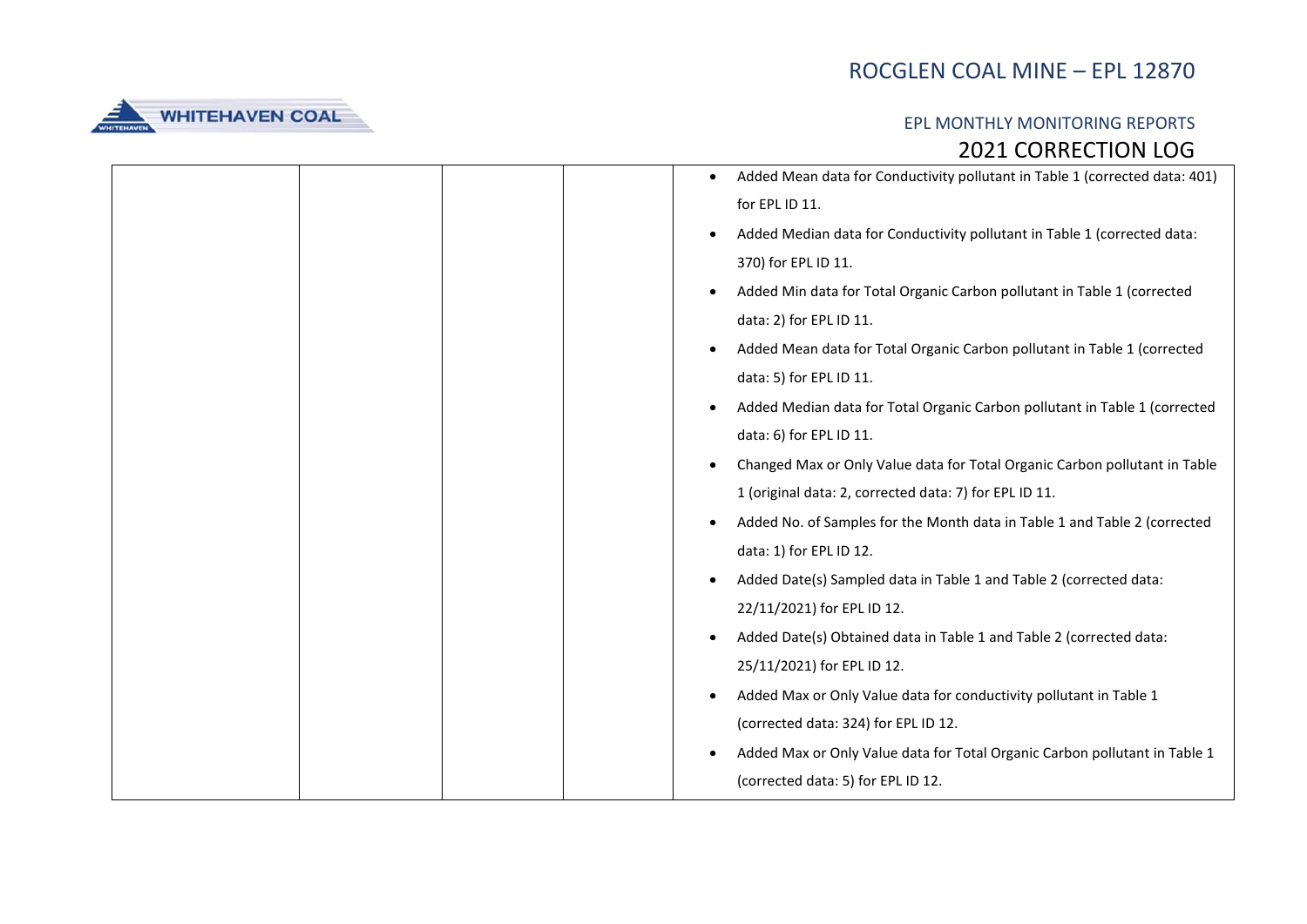| | | | | |
|---|---|---|---|---|
| | | | | • Added Mean data for Conductivity pollutant in Table 1 (corrected data: 401) for EPL ID 11.<br>• Added Median data for Conductivity pollutant in Table 1 (corrected data: 370) for EPL ID 11.<br>• Added Min data for Total Organic Carbon pollutant in Table 1 (corrected data: 2) for EPL ID 11.<br>• Added Mean data for Total Organic Carbon pollutant in Table 1 (corrected data: 5) for EPL ID 11.<br>• Added Median data for Total Organic Carbon pollutant in Table 1 (corrected data: 6) for EPL ID 11.<br>• Changed Max or Only Value data for Total Organic Carbon pollutant in Table 1 (original data: 2, corrected data: 7) for EPL ID 11.<br>• Added No. of Samples for the Month data in Table 1 and Table 2 (corrected data: 1) for EPL ID 12.<br>• Added Date(s) Sampled data in Table 1 and Table 2 (corrected data: 22/11/2021) for EPL ID 12.<br>• Added Date(s) Obtained data in Table 1 and Table 2 (corrected data: 25/11/2021) for EPL ID 12.<br>• Added Max or Only Value data for conductivity pollutant in Table 1 (corrected data: 324) for EPL ID 12.<br>• Added Max or Only Value data for Total Organic Carbon pollutant in Table 1 (corrected data: 5) for EPL ID 12. |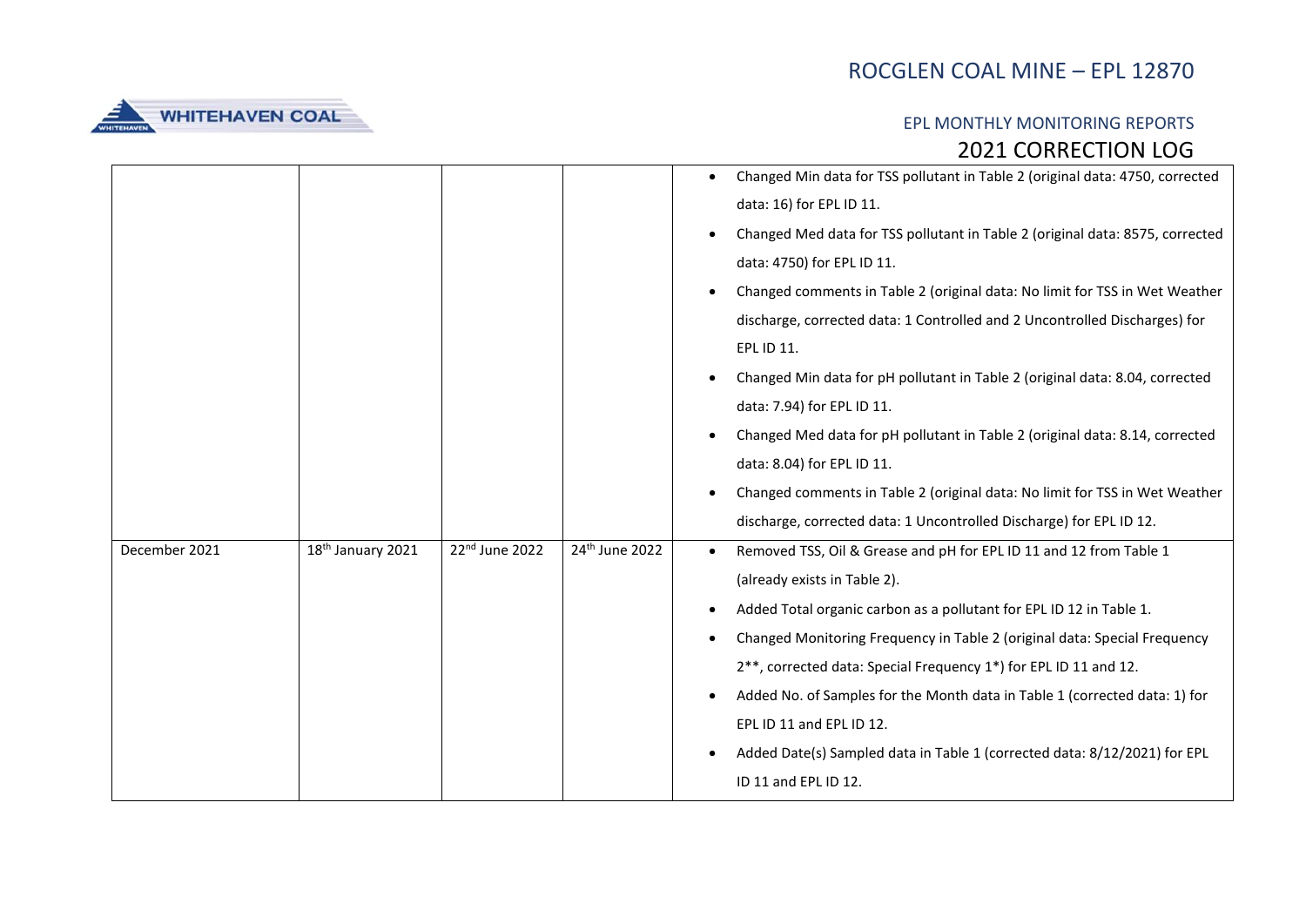| | | | | |
|---|---|---|---|---|
| | | | | • Changed Min data for TSS pollutant in Table 2 (original data: 4750, corrected data: 16) for EPL ID 11.<br>• Changed Med data for TSS pollutant in Table 2 (original data: 8575, corrected data: 4750) for EPL ID 11.<br>• Changed comments in Table 2 (original data: No limit for TSS in Wet Weather discharge, corrected data: 1 Controlled and 2 Uncontrolled Discharges) for EPL ID 11.<br>• Changed Min data for pH pollutant in Table 2 (original data: 8.04, corrected data: 7.94) for EPL ID 11.<br>• Changed Med data for pH pollutant in Table 2 (original data: 8.14, corrected data: 8.04) for EPL ID 11.<br>• Changed comments in Table 2 (original data: No limit for TSS in Wet Weather discharge, corrected data: 1 Uncontrolled Discharge) for EPL ID 12. |
| December 2021 | 18th January 2021 | 22nd June 2022 | 24th June 2022 | • Removed TSS, Oil & Grease and pH for EPL ID 11 and 12 from Table 1 (already exists in Table 2).<br>• Added Total organic carbon as a pollutant for EPL ID 12 in Table 1.<br>• Changed Monitoring Frequency in Table 2 (original data: Special Frequency 2**, corrected data: Special Frequency 1*) for EPL ID 11 and 12.<br>• Added No. of Samples for the Month data in Table 1 (corrected data: 1) for EPL ID 11 and EPL ID 12.<br>• Added Date(s) Sampled data in Table 1 (corrected data: 8/12/2021) for EPL ID 11 and EPL ID 12. |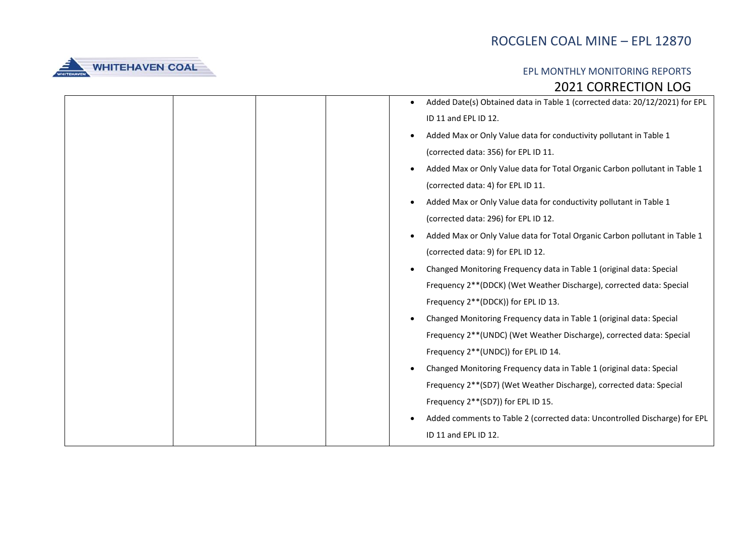| | | | | |
|---|---|---|---|---|
| | | | | • Added Date(s) Obtained data in Table 1 (corrected data: 20/12/2021) for EPL ID 11 and EPL ID 12.<br>• Added Max or Only Value data for conductivity pollutant in Table 1 (corrected data: 356) for EPL ID 11.<br>• Added Max or Only Value data for Total Organic Carbon pollutant in Table 1 (corrected data: 4) for EPL ID 11.<br>• Added Max or Only Value data for conductivity pollutant in Table 1 (corrected data: 296) for EPL ID 12.<br>• Added Max or Only Value data for Total Organic Carbon pollutant in Table 1 (corrected data: 9) for EPL ID 12.<br>• Changed Monitoring Frequency data in Table 1 (original data: Special Frequency 2**(DDCK) (Wet Weather Discharge), corrected data: Special Frequency 2**(DDCK)) for EPL ID 13.<br>• Changed Monitoring Frequency data in Table 1 (original data: Special Frequency 2**(UNDC) (Wet Weather Discharge), corrected data: Special Frequency 2**(UNDC)) for EPL ID 14.<br>• Changed Monitoring Frequency data in Table 1 (original data: Special Frequency 2**(SD7) (Wet Weather Discharge), corrected data: Special Frequency 2**(SD7)) for EPL ID 15.<br>• Added comments to Table 2 (corrected data: Uncontrolled Discharge) for EPL ID 11 and EPL ID 12. |